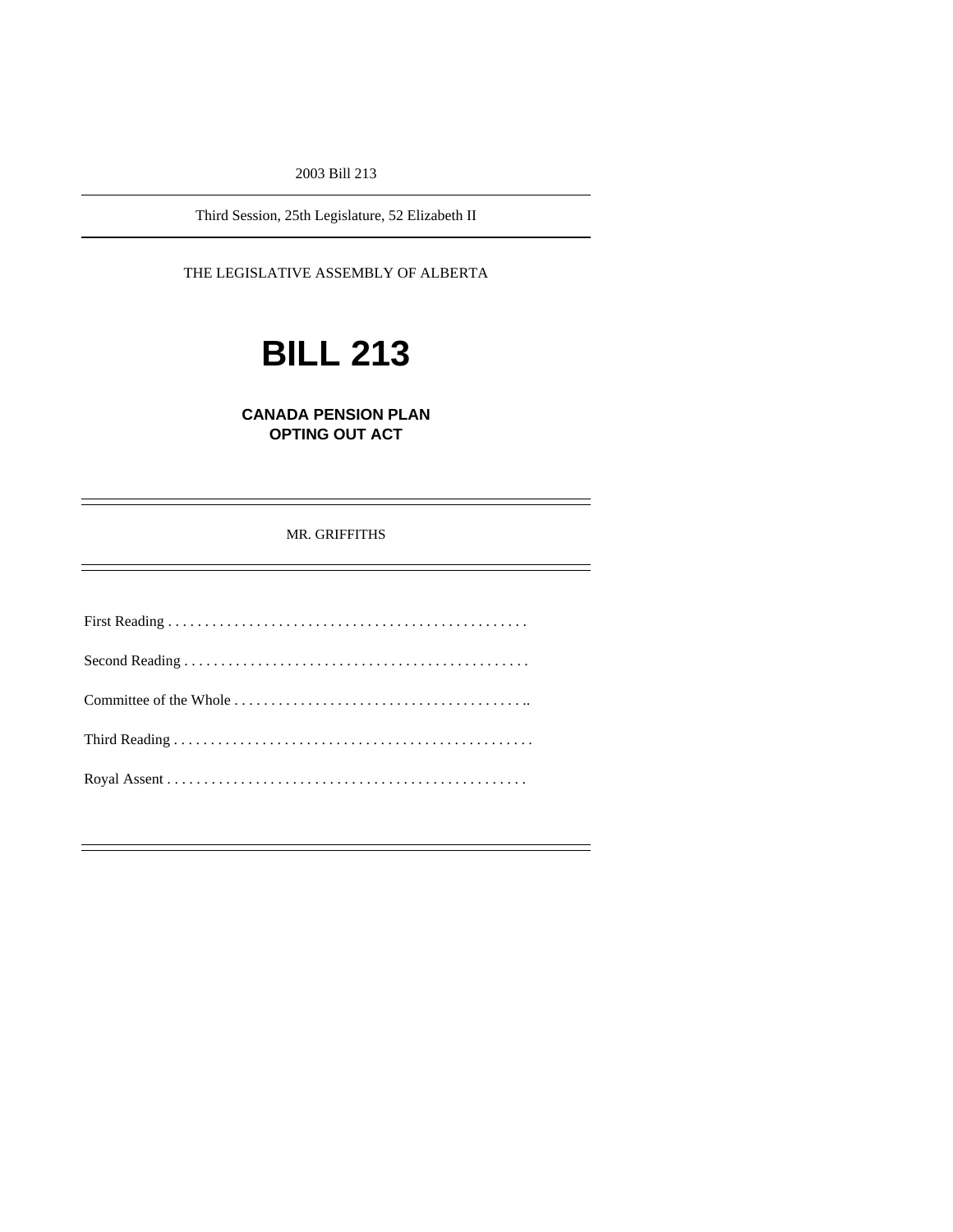2003 Bill 213

---

Third Session, 25th Legislature, 52 Elizabeth II

---

THE LEGISLATIVE ASSEMBLY OF ALBERTA

# BILL 213

## CANADA PENSION PLAN OPTING OUT ACT

---

MR. GRIFFITHS

---

First Reading . . . . . . . . . . . . . . . . . . . . . . . . . . . . . . . . . . . . . . . . . . . . . . . .

Second Reading . . . . . . . . . . . . . . . . . . . . . . . . . . . . . . . . . . . . . . . . . . . . . .

Committee of the Whole . . . . . . . . . . . . . . . . . . . . . . . . . . . . . . . . . . . . . . . ..

Third Reading . . . . . . . . . . . . . . . . . . . . . . . . . . . . . . . . . . . . . . . . . . . . . . . .

Royal Assent . . . . . . . . . . . . . . . . . . . . . . . . . . . . . . . . . . . . . . . . . . . . . . . .

---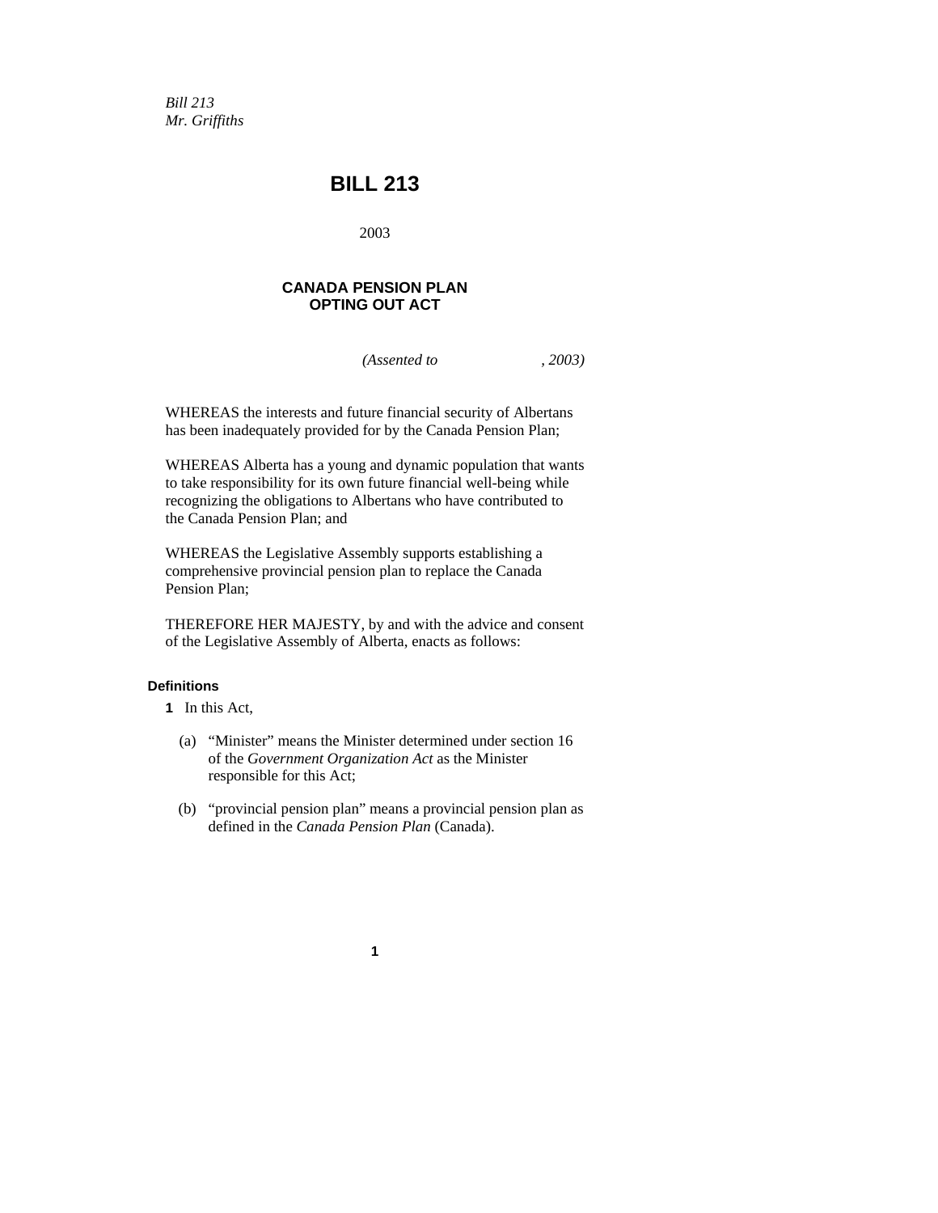*Bill 213*
*Mr. Griffiths*

# BILL 213

2003

## CANADA PENSION PLAN OPTING OUT ACT

*(Assented to , 2003)*

WHEREAS the interests and future financial security of Albertans has been inadequately provided for by the Canada Pension Plan;

WHEREAS Alberta has a young and dynamic population that wants to take responsibility for its own future financial well-being while recognizing the obligations to Albertans who have contributed to the Canada Pension Plan; and

WHEREAS the Legislative Assembly supports establishing a comprehensive provincial pension plan to replace the Canada Pension Plan;

THEREFORE HER MAJESTY, by and with the advice and consent of the Legislative Assembly of Alberta, enacts as follows:

### Definitions

**1** In this Act,

(a) "Minister" means the Minister determined under section 16 of the *Government Organization Act* as the Minister responsible for this Act;

(b) "provincial pension plan" means a provincial pension plan as defined in the *Canada Pension Plan* (Canada).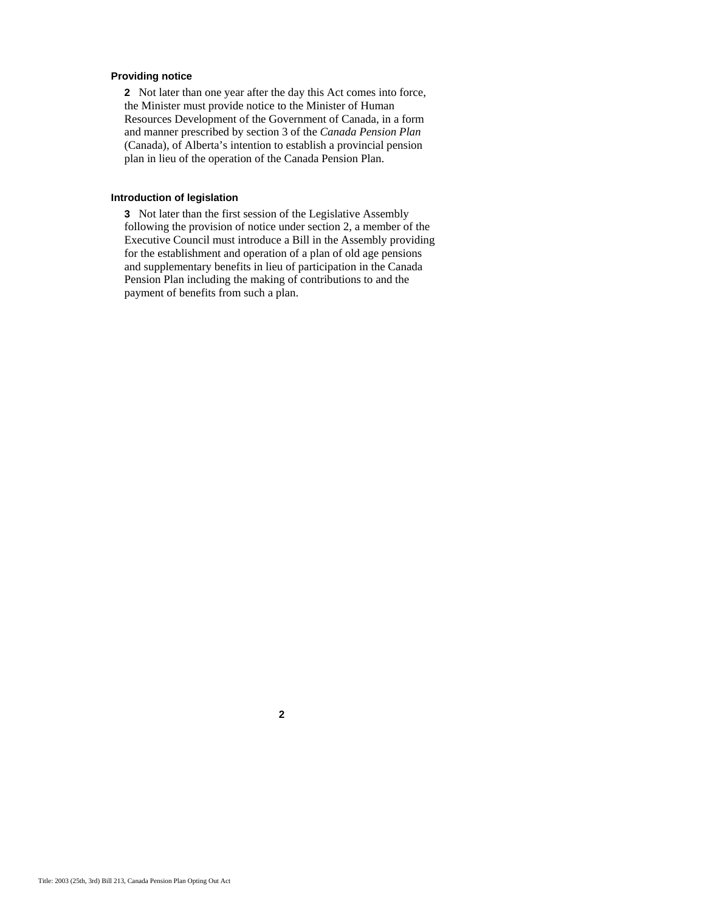### Providing notice

**2** Not later than one year after the day this Act comes into force, the Minister must provide notice to the Minister of Human Resources Development of the Government of Canada, in a form and manner prescribed by section 3 of the *Canada Pension Plan* (Canada), of Alberta's intention to establish a provincial pension plan in lieu of the operation of the Canada Pension Plan.

### Introduction of legislation

**3** Not later than the first session of the Legislative Assembly following the provision of notice under section 2, a member of the Executive Council must introduce a Bill in the Assembly providing for the establishment and operation of a plan of old age pensions and supplementary benefits in lieu of participation in the Canada Pension Plan including the making of contributions to and the payment of benefits from such a plan.